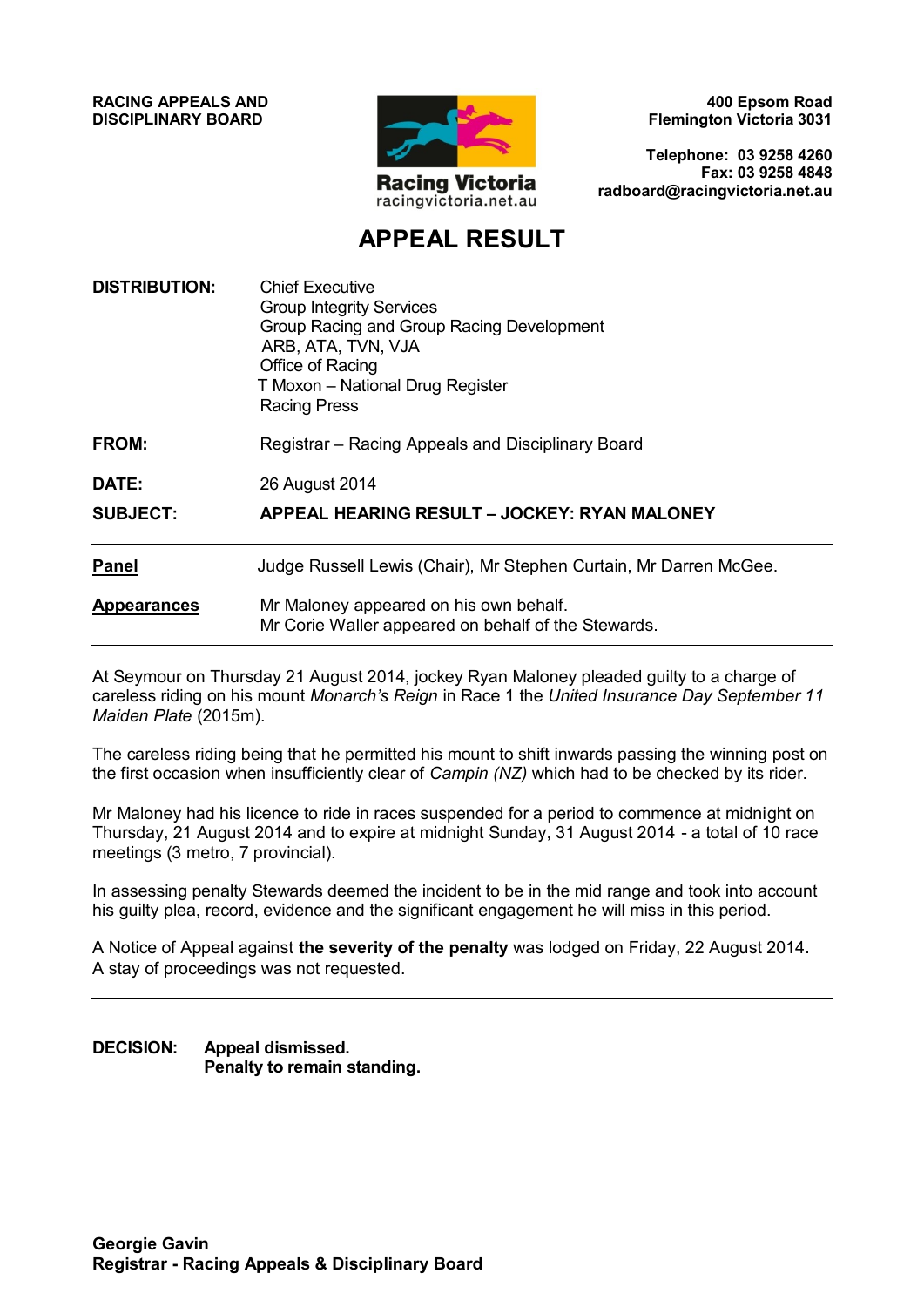**RACING APPEALS AND DISCIPLINARY BOARD**

Racing Victoria
racingvictoria.net.au

**400 Epsom Road**
**Flemington Victoria 3031**

**Telephone: 03 9258 4260**
**Fax: 03 9258 4848**
**radboard@racingvictoria.net.au**

# APPEAL RESULT

| | |
|---|---|
| **DISTRIBUTION:** | Chief Executive<br>Group Integrity Services<br>Group Racing and Group Racing Development<br>ARB, ATA, TVN, VJA<br>Office of Racing<br>T Moxon – National Drug Register<br>Racing Press |
| **FROM:** | Registrar – Racing Appeals and Disciplinary Board |
| **DATE:** | 26 August 2014 |
| **SUBJECT:** | **APPEAL HEARING RESULT – JOCKEY: RYAN MALONEY** |

| | |
|---|---|
| **Panel** | Judge Russell Lewis (Chair), Mr Stephen Curtain, Mr Darren McGee. |
| **Appearances** | Mr Maloney appeared on his own behalf.<br>Mr Corie Waller appeared on behalf of the Stewards. |

At Seymour on Thursday 21 August 2014, jockey Ryan Maloney pleaded guilty to a charge of careless riding on his mount *Monarch's Reign* in Race 1 the *United Insurance Day September 11 Maiden Plate* (2015m).

The careless riding being that he permitted his mount to shift inwards passing the winning post on the first occasion when insufficiently clear of *Campin (NZ)* which had to be checked by its rider.

Mr Maloney had his licence to ride in races suspended for a period to commence at midnight on Thursday, 21 August 2014 and to expire at midnight Sunday, 31 August 2014 - a total of 10 race meetings (3 metro, 7 provincial).

In assessing penalty Stewards deemed the incident to be in the mid range and took into account his guilty plea, record, evidence and the significant engagement he will miss in this period.

A Notice of Appeal against **the severity of the penalty** was lodged on Friday, 22 August 2014. A stay of proceedings was not requested.

---

**DECISION:** **Appeal dismissed.**
**Penalty to remain standing.**

**Georgie Gavin**
**Registrar - Racing Appeals & Disciplinary Board**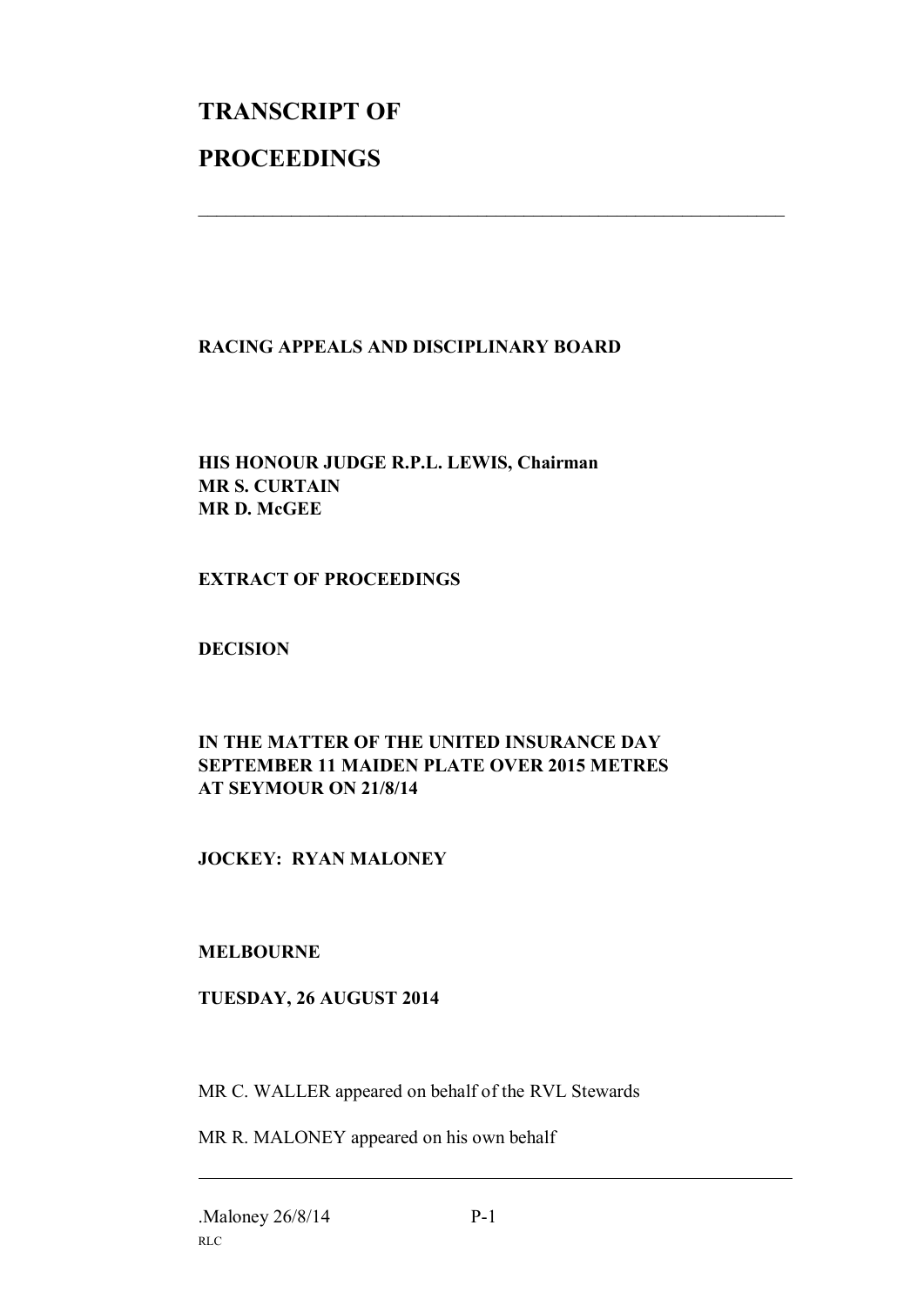# TRANSCRIPT OF PROCEEDINGS

---

**RACING APPEALS AND DISCIPLINARY BOARD**

**HIS HONOUR JUDGE R.P.L. LEWIS, Chairman**
**MR S. CURTAIN**
**MR D. McGEE**

**EXTRACT OF PROCEEDINGS**

**DECISION**

**IN THE MATTER OF THE UNITED INSURANCE DAY SEPTEMBER 11 MAIDEN PLATE OVER 2015 METRES AT SEYMOUR ON 21/8/14**

**JOCKEY: RYAN MALONEY**

**MELBOURNE**

**TUESDAY, 26 AUGUST 2014**

MR C. WALLER appeared on behalf of the RVL Stewards

MR R. MALONEY appeared on his own behalf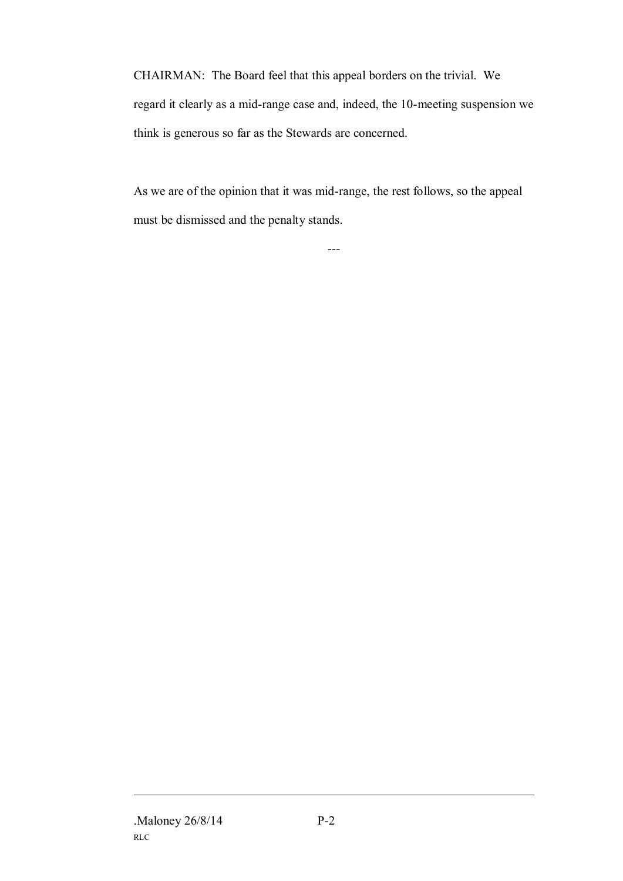CHAIRMAN: The Board feel that this appeal borders on the trivial. We regard it clearly as a mid-range case and, indeed, the 10-meeting suspension we think is generous so far as the Stewards are concerned.

As we are of the opinion that it was mid-range, the rest follows, so the appeal must be dismissed and the penalty stands.

---